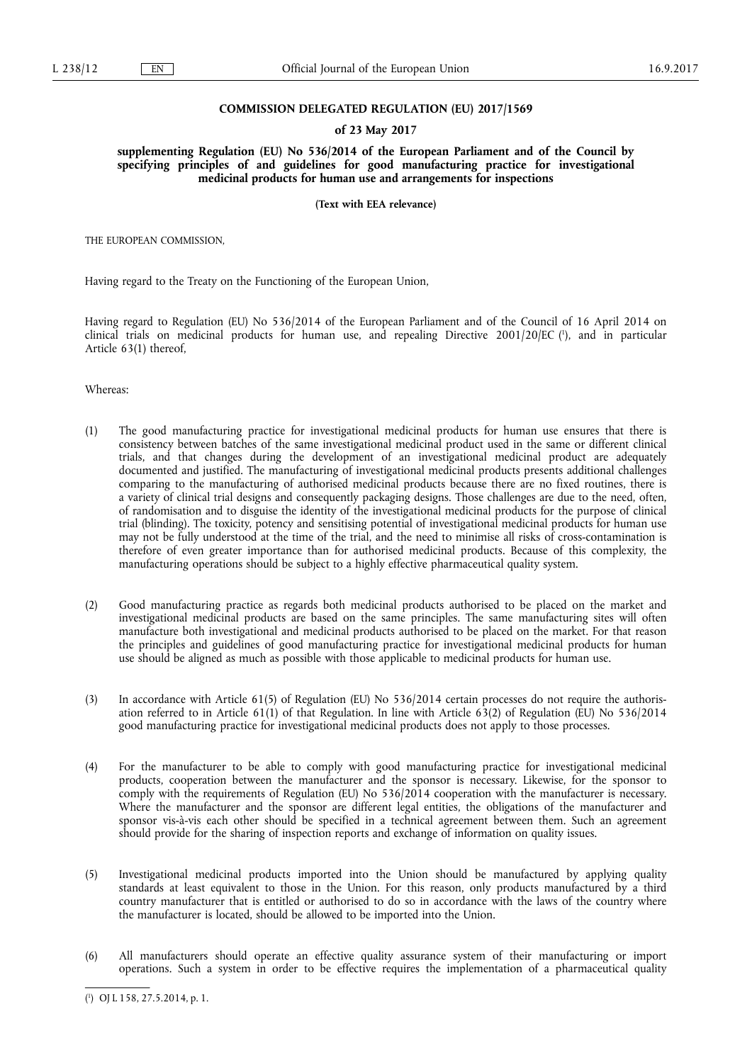**COMMISSION DELEGATED REGULATION (EU) 2017/1569**

**of 23 May 2017**

**supplementing Regulation (EU) No 536/2014 of the European Parliament and of the Council by specifying principles of and guidelines for good manufacturing practice for investigational medicinal products for human use and arrangements for inspections**

**(Text with EEA relevance)**

THE EUROPEAN COMMISSION,

Having regard to the Treaty on the Functioning of the European Union,

Having regard to Regulation (EU) No 536/2014 of the European Parliament and of the Council of 16 April 2014 on clinical trials on medicinal products for human use, and repealing Directive 2001/20/EC [1], and in particular Article 63(1) thereof,

Whereas:

(1) The good manufacturing practice for investigational medicinal products for human use ensures that there is consistency between batches of the same investigational medicinal product used in the same or different clinical trials, and that changes during the development of an investigational medicinal product are adequately documented and justified. The manufacturing of investigational medicinal products presents additional challenges comparing to the manufacturing of authorised medicinal products because there are no fixed routines, there is a variety of clinical trial designs and consequently packaging designs. Those challenges are due to the need, often, of randomisation and to disguise the identity of the investigational medicinal products for the purpose of clinical trial (blinding). The toxicity, potency and sensitising potential of investigational medicinal products for human use may not be fully understood at the time of the trial, and the need to minimise all risks of cross-contamination is therefore of even greater importance than for authorised medicinal products. Because of this complexity, the manufacturing operations should be subject to a highly effective pharmaceutical quality system.

(2) Good manufacturing practice as regards both medicinal products authorised to be placed on the market and investigational medicinal products are based on the same principles. The same manufacturing sites will often manufacture both investigational and medicinal products authorised to be placed on the market. For that reason the principles and guidelines of good manufacturing practice for investigational medicinal products for human use should be aligned as much as possible with those applicable to medicinal products for human use.

(3) In accordance with Article 61(5) of Regulation (EU) No 536/2014 certain processes do not require the authorisation referred to in Article 61(1) of that Regulation. In line with Article 63(2) of Regulation (EU) No 536/2014 good manufacturing practice for investigational medicinal products does not apply to those processes.

(4) For the manufacturer to be able to comply with good manufacturing practice for investigational medicinal products, cooperation between the manufacturer and the sponsor is necessary. Likewise, for the sponsor to comply with the requirements of Regulation (EU) No 536/2014 cooperation with the manufacturer is necessary. Where the manufacturer and the sponsor are different legal entities, the obligations of the manufacturer and sponsor vis-à-vis each other should be specified in a technical agreement between them. Such an agreement should provide for the sharing of inspection reports and exchange of information on quality issues.

(5) Investigational medicinal products imported into the Union should be manufactured by applying quality standards at least equivalent to those in the Union. For this reason, only products manufactured by a third country manufacturer that is entitled or authorised to do so in accordance with the laws of the country where the manufacturer is located, should be allowed to be imported into the Union.

(6) All manufacturers should operate an effective quality assurance system of their manufacturing or import operations. Such a system in order to be effective requires the implementation of a pharmaceutical quality

---

[1] OJ L 158, 27.5.2014, p. 1.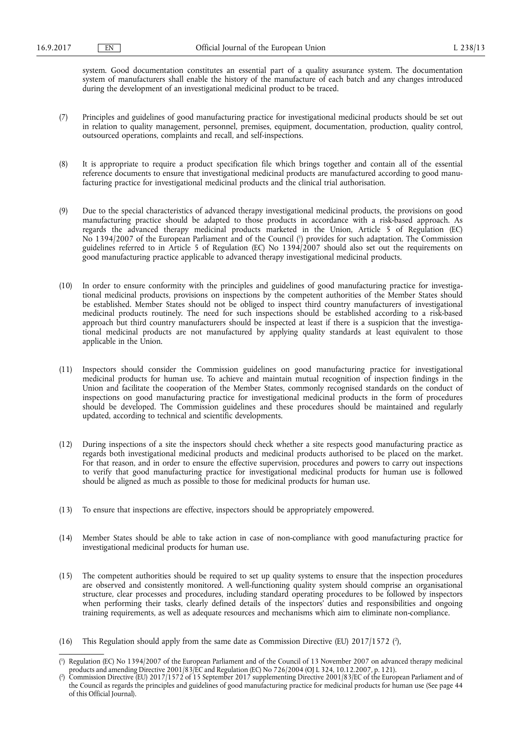system. Good documentation constitutes an essential part of a quality assurance system. The documentation system of manufacturers shall enable the history of the manufacture of each batch and any changes introduced during the development of an investigational medicinal product to be traced.

(7) Principles and guidelines of good manufacturing practice for investigational medicinal products should be set out in relation to quality management, personnel, premises, equipment, documentation, production, quality control, outsourced operations, complaints and recall, and self-inspections.

(8) It is appropriate to require a product specification file which brings together and contain all of the essential reference documents to ensure that investigational medicinal products are manufactured according to good manufacturing practice for investigational medicinal products and the clinical trial authorisation.

(9) Due to the special characteristics of advanced therapy investigational medicinal products, the provisions on good manufacturing practice should be adapted to those products in accordance with a risk-based approach. As regards the advanced therapy medicinal products marketed in the Union, Article 5 of Regulation (EC) No 1394/2007 of the European Parliament and of the Council ([1]) provides for such adaptation. The Commission guidelines referred to in Article 5 of Regulation (EC) No 1394/2007 should also set out the requirements on good manufacturing practice applicable to advanced therapy investigational medicinal products.

(10) In order to ensure conformity with the principles and guidelines of good manufacturing practice for investigational medicinal products, provisions on inspections by the competent authorities of the Member States should be established. Member States should not be obliged to inspect third country manufacturers of investigational medicinal products routinely. The need for such inspections should be established according to a risk-based approach but third country manufacturers should be inspected at least if there is a suspicion that the investigational medicinal products are not manufactured by applying quality standards at least equivalent to those applicable in the Union.

(11) Inspectors should consider the Commission guidelines on good manufacturing practice for investigational medicinal products for human use. To achieve and maintain mutual recognition of inspection findings in the Union and facilitate the cooperation of the Member States, commonly recognised standards on the conduct of inspections on good manufacturing practice for investigational medicinal products in the form of procedures should be developed. The Commission guidelines and these procedures should be maintained and regularly updated, according to technical and scientific developments.

(12) During inspections of a site the inspectors should check whether a site respects good manufacturing practice as regards both investigational medicinal products and medicinal products authorised to be placed on the market. For that reason, and in order to ensure the effective supervision, procedures and powers to carry out inspections to verify that good manufacturing practice for investigational medicinal products for human use is followed should be aligned as much as possible to those for medicinal products for human use.

(13) To ensure that inspections are effective, inspectors should be appropriately empowered.

(14) Member States should be able to take action in case of non-compliance with good manufacturing practice for investigational medicinal products for human use.

(15) The competent authorities should be required to set up quality systems to ensure that the inspection procedures are observed and consistently monitored. A well-functioning quality system should comprise an organisational structure, clear processes and procedures, including standard operating procedures to be followed by inspectors when performing their tasks, clearly defined details of the inspectors' duties and responsibilities and ongoing training requirements, as well as adequate resources and mechanisms which aim to eliminate non-compliance.

(16) This Regulation should apply from the same date as Commission Directive (EU) 2017/1572 ([2]),

---

([1]) Regulation (EC) No 1394/2007 of the European Parliament and of the Council of 13 November 2007 on advanced therapy medicinal products and amending Directive 2001/83/EC and Regulation (EC) No 726/2004 (OJ L 324, 10.12.2007, p. 121).

([2]) Commission Directive (EU) 2017/1572 of 15 September 2017 supplementing Directive 2001/83/EC of the European Parliament and of the Council as regards the principles and guidelines of good manufacturing practice for medicinal products for human use (See page 44 of this Official Journal).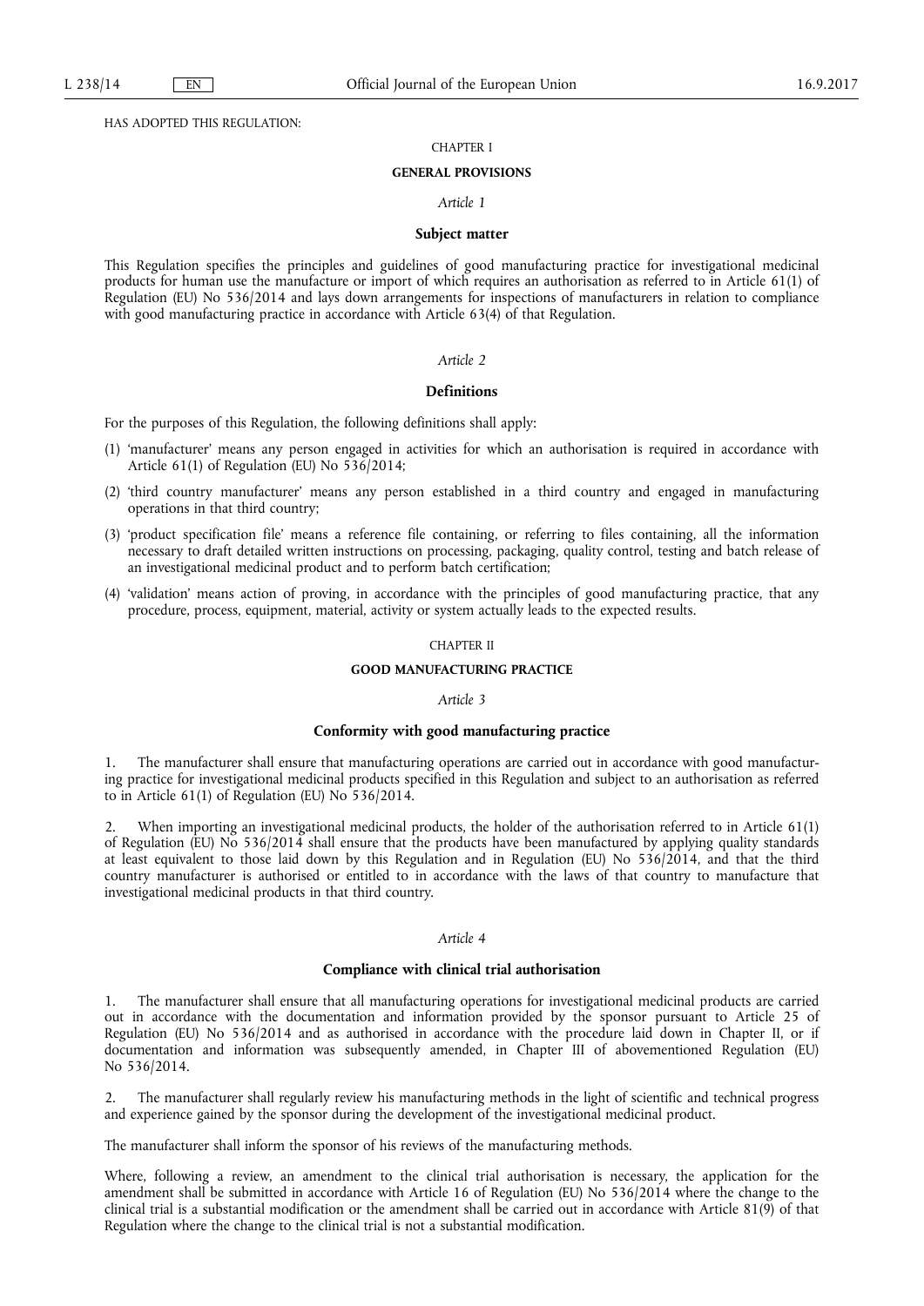HAS ADOPTED THIS REGULATION:

## CHAPTER I

## GENERAL PROVISIONS

### *Article 1*

### Subject matter

This Regulation specifies the principles and guidelines of good manufacturing practice for investigational medicinal products for human use the manufacture or import of which requires an authorisation as referred to in Article 61(1) of Regulation (EU) No 536/2014 and lays down arrangements for inspections of manufacturers in relation to compliance with good manufacturing practice in accordance with Article 63(4) of that Regulation.

### *Article 2*

### Definitions

For the purposes of this Regulation, the following definitions shall apply:

(1) 'manufacturer' means any person engaged in activities for which an authorisation is required in accordance with Article 61(1) of Regulation (EU) No 536/2014;

(2) 'third country manufacturer' means any person established in a third country and engaged in manufacturing operations in that third country;

(3) 'product specification file' means a reference file containing, or referring to files containing, all the information necessary to draft detailed written instructions on processing, packaging, quality control, testing and batch release of an investigational medicinal product and to perform batch certification;

(4) 'validation' means action of proving, in accordance with the principles of good manufacturing practice, that any procedure, process, equipment, material, activity or system actually leads to the expected results.

## CHAPTER II

## GOOD MANUFACTURING PRACTICE

### *Article 3*

### Conformity with good manufacturing practice

1. The manufacturer shall ensure that manufacturing operations are carried out in accordance with good manufacturing practice for investigational medicinal products specified in this Regulation and subject to an authorisation as referred to in Article 61(1) of Regulation (EU) No 536/2014.

2. When importing an investigational medicinal products, the holder of the authorisation referred to in Article 61(1) of Regulation (EU) No 536/2014 shall ensure that the products have been manufactured by applying quality standards at least equivalent to those laid down by this Regulation and in Regulation (EU) No 536/2014, and that the third country manufacturer is authorised or entitled to in accordance with the laws of that country to manufacture that investigational medicinal products in that third country.

### *Article 4*

### Compliance with clinical trial authorisation

1. The manufacturer shall ensure that all manufacturing operations for investigational medicinal products are carried out in accordance with the documentation and information provided by the sponsor pursuant to Article 25 of Regulation (EU) No 536/2014 and as authorised in accordance with the procedure laid down in Chapter II, or if documentation and information was subsequently amended, in Chapter III of abovementioned Regulation (EU) No 536/2014.

2. The manufacturer shall regularly review his manufacturing methods in the light of scientific and technical progress and experience gained by the sponsor during the development of the investigational medicinal product.

The manufacturer shall inform the sponsor of his reviews of the manufacturing methods.

Where, following a review, an amendment to the clinical trial authorisation is necessary, the application for the amendment shall be submitted in accordance with Article 16 of Regulation (EU) No 536/2014 where the change to the clinical trial is a substantial modification or the amendment shall be carried out in accordance with Article 81(9) of that Regulation where the change to the clinical trial is not a substantial modification.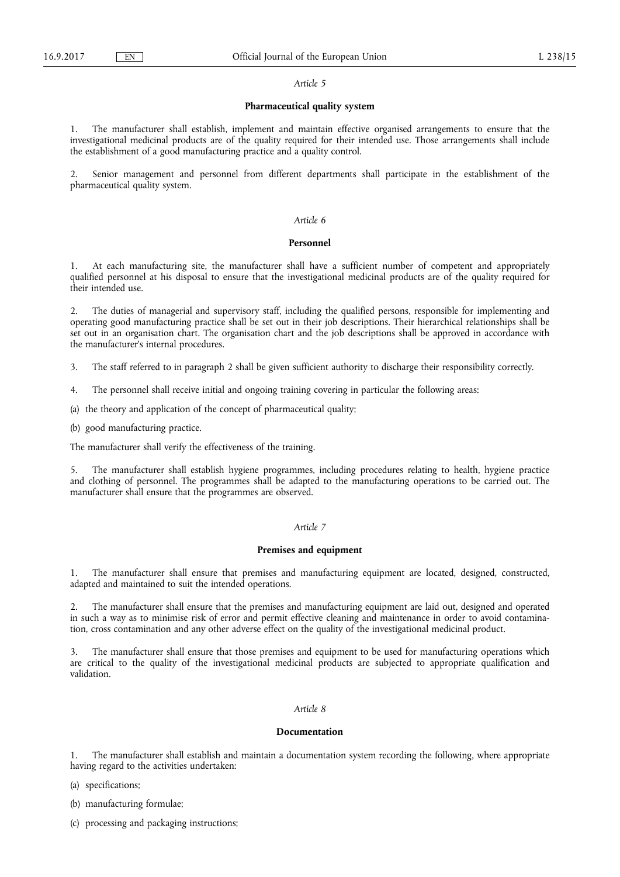*Article 5*

**Pharmaceutical quality system**

1. The manufacturer shall establish, implement and maintain effective organised arrangements to ensure that the investigational medicinal products are of the quality required for their intended use. Those arrangements shall include the establishment of a good manufacturing practice and a quality control.

2. Senior management and personnel from different departments shall participate in the establishment of the pharmaceutical quality system.

*Article 6*

**Personnel**

1. At each manufacturing site, the manufacturer shall have a sufficient number of competent and appropriately qualified personnel at his disposal to ensure that the investigational medicinal products are of the quality required for their intended use.

2. The duties of managerial and supervisory staff, including the qualified persons, responsible for implementing and operating good manufacturing practice shall be set out in their job descriptions. Their hierarchical relationships shall be set out in an organisation chart. The organisation chart and the job descriptions shall be approved in accordance with the manufacturer's internal procedures.

3. The staff referred to in paragraph 2 shall be given sufficient authority to discharge their responsibility correctly.

4. The personnel shall receive initial and ongoing training covering in particular the following areas:

(a) the theory and application of the concept of pharmaceutical quality;

(b) good manufacturing practice.

The manufacturer shall verify the effectiveness of the training.

5. The manufacturer shall establish hygiene programmes, including procedures relating to health, hygiene practice and clothing of personnel. The programmes shall be adapted to the manufacturing operations to be carried out. The manufacturer shall ensure that the programmes are observed.

*Article 7*

**Premises and equipment**

1. The manufacturer shall ensure that premises and manufacturing equipment are located, designed, constructed, adapted and maintained to suit the intended operations.

2. The manufacturer shall ensure that the premises and manufacturing equipment are laid out, designed and operated in such a way as to minimise risk of error and permit effective cleaning and maintenance in order to avoid contamination, cross contamination and any other adverse effect on the quality of the investigational medicinal product.

3. The manufacturer shall ensure that those premises and equipment to be used for manufacturing operations which are critical to the quality of the investigational medicinal products are subjected to appropriate qualification and validation.

*Article 8*

**Documentation**

1. The manufacturer shall establish and maintain a documentation system recording the following, where appropriate having regard to the activities undertaken:

(a) specifications;

(b) manufacturing formulae;

(c) processing and packaging instructions;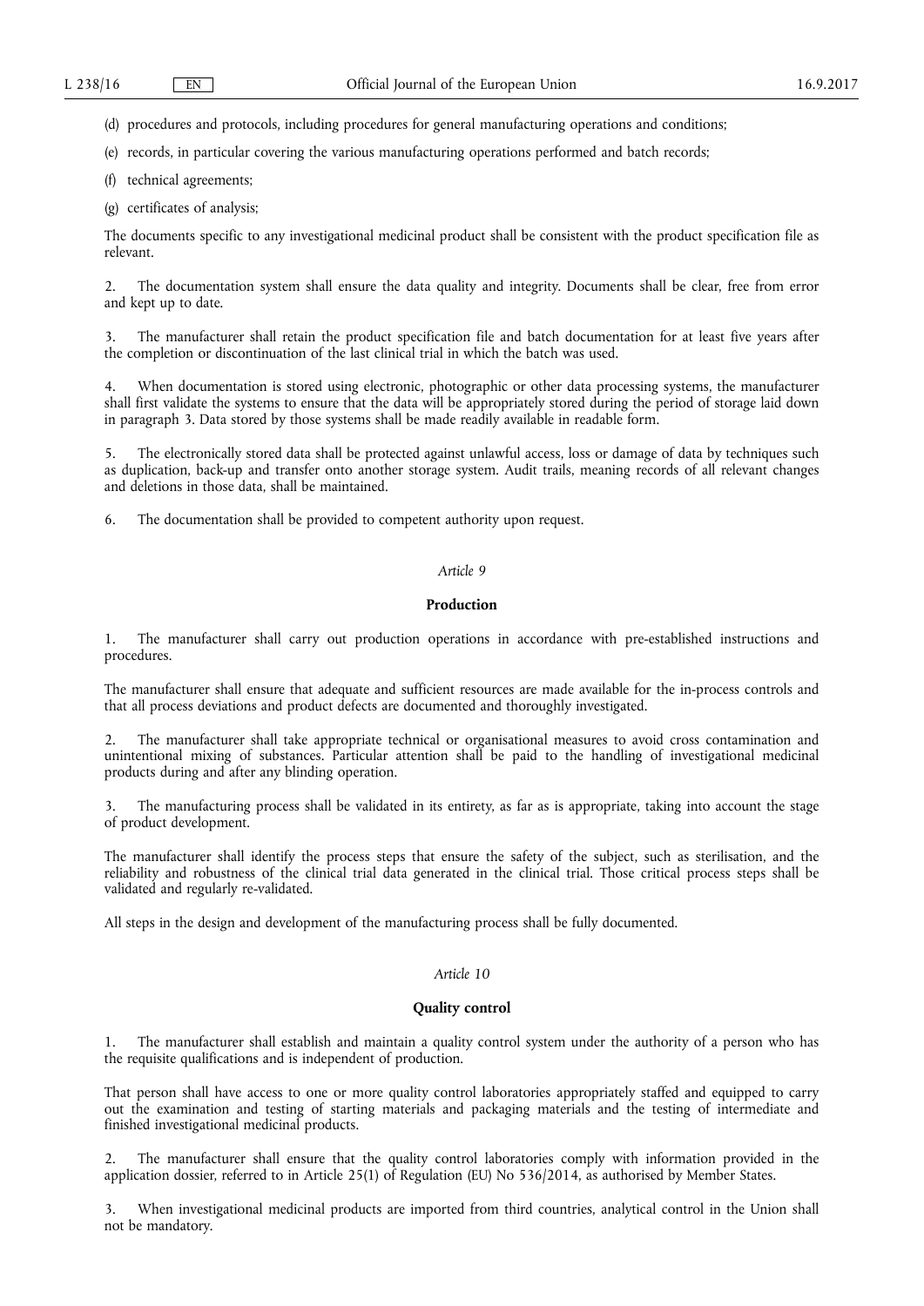(d) procedures and protocols, including procedures for general manufacturing operations and conditions;

(e) records, in particular covering the various manufacturing operations performed and batch records;

(f) technical agreements;

(g) certificates of analysis;

The documents specific to any investigational medicinal product shall be consistent with the product specification file as relevant.

2. The documentation system shall ensure the data quality and integrity. Documents shall be clear, free from error and kept up to date.

3. The manufacturer shall retain the product specification file and batch documentation for at least five years after the completion or discontinuation of the last clinical trial in which the batch was used.

4. When documentation is stored using electronic, photographic or other data processing systems, the manufacturer shall first validate the systems to ensure that the data will be appropriately stored during the period of storage laid down in paragraph 3. Data stored by those systems shall be made readily available in readable form.

5. The electronically stored data shall be protected against unlawful access, loss or damage of data by techniques such as duplication, back-up and transfer onto another storage system. Audit trails, meaning records of all relevant changes and deletions in those data, shall be maintained.

6. The documentation shall be provided to competent authority upon request.

*Article 9*

**Production**

1. The manufacturer shall carry out production operations in accordance with pre-established instructions and procedures.

The manufacturer shall ensure that adequate and sufficient resources are made available for the in-process controls and that all process deviations and product defects are documented and thoroughly investigated.

2. The manufacturer shall take appropriate technical or organisational measures to avoid cross contamination and unintentional mixing of substances. Particular attention shall be paid to the handling of investigational medicinal products during and after any blinding operation.

3. The manufacturing process shall be validated in its entirety, as far as is appropriate, taking into account the stage of product development.

The manufacturer shall identify the process steps that ensure the safety of the subject, such as sterilisation, and the reliability and robustness of the clinical trial data generated in the clinical trial. Those critical process steps shall be validated and regularly re-validated.

All steps in the design and development of the manufacturing process shall be fully documented.

*Article 10*

**Quality control**

1. The manufacturer shall establish and maintain a quality control system under the authority of a person who has the requisite qualifications and is independent of production.

That person shall have access to one or more quality control laboratories appropriately staffed and equipped to carry out the examination and testing of starting materials and packaging materials and the testing of intermediate and finished investigational medicinal products.

2. The manufacturer shall ensure that the quality control laboratories comply with information provided in the application dossier, referred to in Article 25(1) of Regulation (EU) No 536/2014, as authorised by Member States.

3. When investigational medicinal products are imported from third countries, analytical control in the Union shall not be mandatory.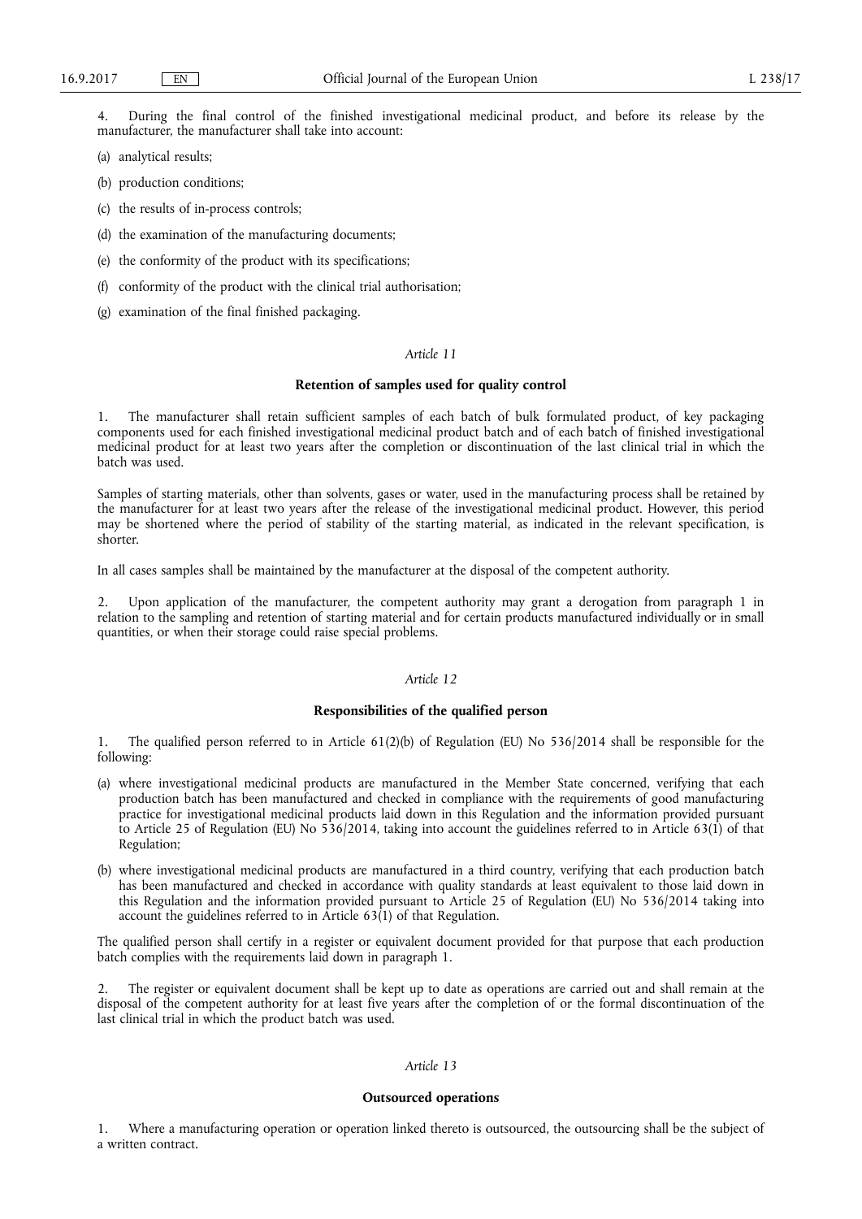4. During the final control of the finished investigational medicinal product, and before its release by the manufacturer, the manufacturer shall take into account:

(a) analytical results;

(b) production conditions;

(c) the results of in-process controls;

(d) the examination of the manufacturing documents;

(e) the conformity of the product with its specifications;

(f) conformity of the product with the clinical trial authorisation;

(g) examination of the final finished packaging.

*Article 11*

**Retention of samples used for quality control**

1. The manufacturer shall retain sufficient samples of each batch of bulk formulated product, of key packaging components used for each finished investigational medicinal product batch and of each batch of finished investigational medicinal product for at least two years after the completion or discontinuation of the last clinical trial in which the batch was used.

Samples of starting materials, other than solvents, gases or water, used in the manufacturing process shall be retained by the manufacturer for at least two years after the release of the investigational medicinal product. However, this period may be shortened where the period of stability of the starting material, as indicated in the relevant specification, is shorter.

In all cases samples shall be maintained by the manufacturer at the disposal of the competent authority.

2. Upon application of the manufacturer, the competent authority may grant a derogation from paragraph 1 in relation to the sampling and retention of starting material and for certain products manufactured individually or in small quantities, or when their storage could raise special problems.

*Article 12*

**Responsibilities of the qualified person**

1. The qualified person referred to in Article 61(2)(b) of Regulation (EU) No 536/2014 shall be responsible for the following:

(a) where investigational medicinal products are manufactured in the Member State concerned, verifying that each production batch has been manufactured and checked in compliance with the requirements of good manufacturing practice for investigational medicinal products laid down in this Regulation and the information provided pursuant to Article 25 of Regulation (EU) No 536/2014, taking into account the guidelines referred to in Article 63(1) of that Regulation;

(b) where investigational medicinal products are manufactured in a third country, verifying that each production batch has been manufactured and checked in accordance with quality standards at least equivalent to those laid down in this Regulation and the information provided pursuant to Article 25 of Regulation (EU) No 536/2014 taking into account the guidelines referred to in Article 63(1) of that Regulation.

The qualified person shall certify in a register or equivalent document provided for that purpose that each production batch complies with the requirements laid down in paragraph 1.

2. The register or equivalent document shall be kept up to date as operations are carried out and shall remain at the disposal of the competent authority for at least five years after the completion of or the formal discontinuation of the last clinical trial in which the product batch was used.

*Article 13*

**Outsourced operations**

1. Where a manufacturing operation or operation linked thereto is outsourced, the outsourcing shall be the subject of a written contract.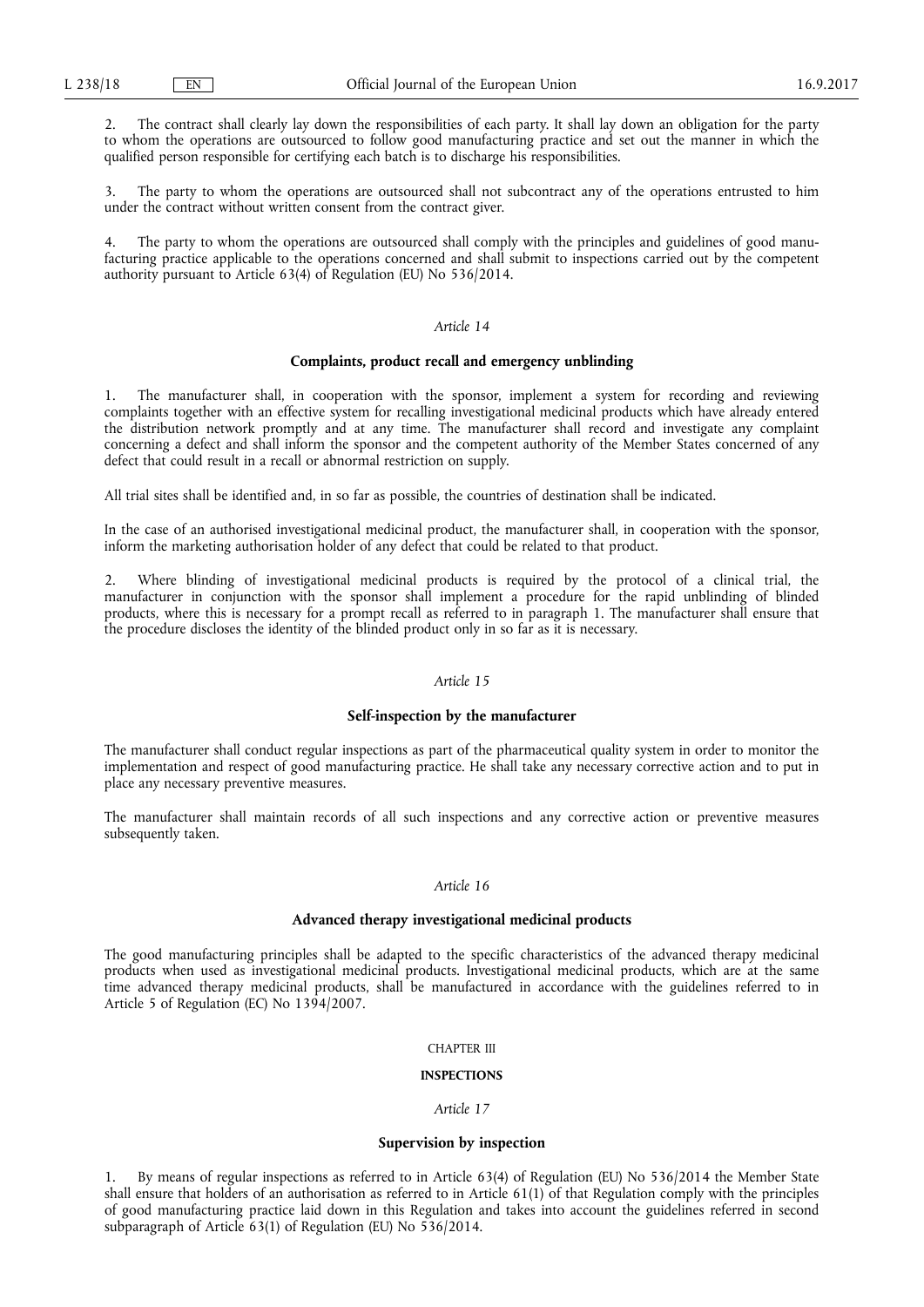2. The contract shall clearly lay down the responsibilities of each party. It shall lay down an obligation for the party to whom the operations are outsourced to follow good manufacturing practice and set out the manner in which the qualified person responsible for certifying each batch is to discharge his responsibilities.

3. The party to whom the operations are outsourced shall not subcontract any of the operations entrusted to him under the contract without written consent from the contract giver.

4. The party to whom the operations are outsourced shall comply with the principles and guidelines of good manufacturing practice applicable to the operations concerned and shall submit to inspections carried out by the competent authority pursuant to Article 63(4) of Regulation (EU) No 536/2014.

*Article 14*

**Complaints, product recall and emergency unblinding**

1. The manufacturer shall, in cooperation with the sponsor, implement a system for recording and reviewing complaints together with an effective system for recalling investigational medicinal products which have already entered the distribution network promptly and at any time. The manufacturer shall record and investigate any complaint concerning a defect and shall inform the sponsor and the competent authority of the Member States concerned of any defect that could result in a recall or abnormal restriction on supply.

All trial sites shall be identified and, in so far as possible, the countries of destination shall be indicated.

In the case of an authorised investigational medicinal product, the manufacturer shall, in cooperation with the sponsor, inform the marketing authorisation holder of any defect that could be related to that product.

2. Where blinding of investigational medicinal products is required by the protocol of a clinical trial, the manufacturer in conjunction with the sponsor shall implement a procedure for the rapid unblinding of blinded products, where this is necessary for a prompt recall as referred to in paragraph 1. The manufacturer shall ensure that the procedure discloses the identity of the blinded product only in so far as it is necessary.

*Article 15*

**Self-inspection by the manufacturer**

The manufacturer shall conduct regular inspections as part of the pharmaceutical quality system in order to monitor the implementation and respect of good manufacturing practice. He shall take any necessary corrective action and to put in place any necessary preventive measures.

The manufacturer shall maintain records of all such inspections and any corrective action or preventive measures subsequently taken.

*Article 16*

**Advanced therapy investigational medicinal products**

The good manufacturing principles shall be adapted to the specific characteristics of the advanced therapy medicinal products when used as investigational medicinal products. Investigational medicinal products, which are at the same time advanced therapy medicinal products, shall be manufactured in accordance with the guidelines referred to in Article 5 of Regulation (EC) No 1394/2007.

CHAPTER III

**INSPECTIONS**

*Article 17*

**Supervision by inspection**

1. By means of regular inspections as referred to in Article 63(4) of Regulation (EU) No 536/2014 the Member State shall ensure that holders of an authorisation as referred to in Article 61(1) of that Regulation comply with the principles of good manufacturing practice laid down in this Regulation and takes into account the guidelines referred in second subparagraph of Article 63(1) of Regulation (EU) No 536/2014.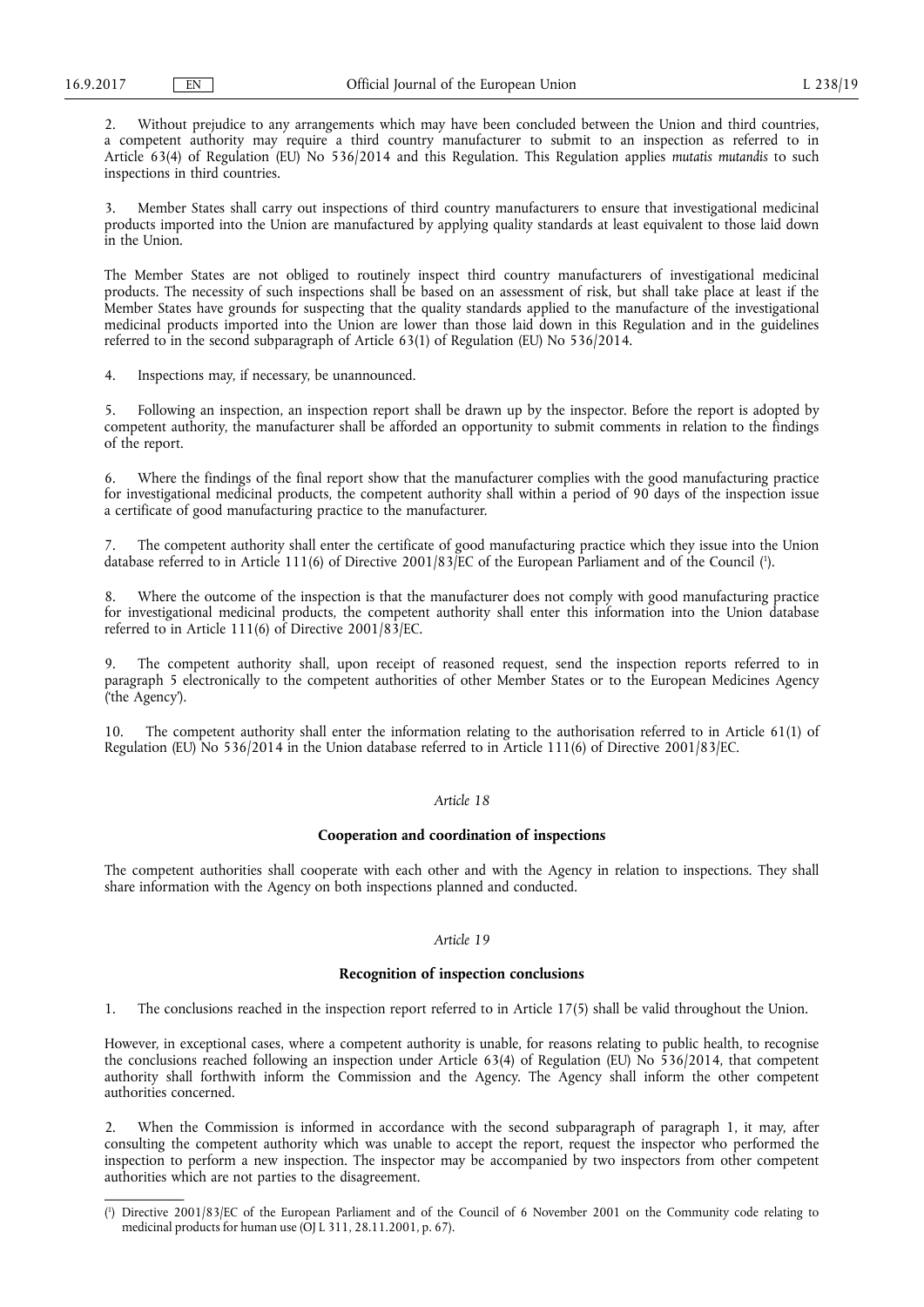2. Without prejudice to any arrangements which may have been concluded between the Union and third countries, a competent authority may require a third country manufacturer to submit to an inspection as referred to in Article 63(4) of Regulation (EU) No 536/2014 and this Regulation. This Regulation applies *mutatis mutandis* to such inspections in third countries.

3. Member States shall carry out inspections of third country manufacturers to ensure that investigational medicinal products imported into the Union are manufactured by applying quality standards at least equivalent to those laid down in the Union.

The Member States are not obliged to routinely inspect third country manufacturers of investigational medicinal products. The necessity of such inspections shall be based on an assessment of risk, but shall take place at least if the Member States have grounds for suspecting that the quality standards applied to the manufacture of the investigational medicinal products imported into the Union are lower than those laid down in this Regulation and in the guidelines referred to in the second subparagraph of Article 63(1) of Regulation (EU) No 536/2014.

4. Inspections may, if necessary, be unannounced.

5. Following an inspection, an inspection report shall be drawn up by the inspector. Before the report is adopted by competent authority, the manufacturer shall be afforded an opportunity to submit comments in relation to the findings of the report.

6. Where the findings of the final report show that the manufacturer complies with the good manufacturing practice for investigational medicinal products, the competent authority shall within a period of 90 days of the inspection issue a certificate of good manufacturing practice to the manufacturer.

7. The competent authority shall enter the certificate of good manufacturing practice which they issue into the Union database referred to in Article 111(6) of Directive 2001/83/EC of the European Parliament and of the Council [1].

8. Where the outcome of the inspection is that the manufacturer does not comply with good manufacturing practice for investigational medicinal products, the competent authority shall enter this information into the Union database referred to in Article 111(6) of Directive 2001/83/EC.

9. The competent authority shall, upon receipt of reasoned request, send the inspection reports referred to in paragraph 5 electronically to the competent authorities of other Member States or to the European Medicines Agency ('the Agency').

10. The competent authority shall enter the information relating to the authorisation referred to in Article 61(1) of Regulation (EU) No 536/2014 in the Union database referred to in Article 111(6) of Directive 2001/83/EC.

*Article 18*

**Cooperation and coordination of inspections**

The competent authorities shall cooperate with each other and with the Agency in relation to inspections. They shall share information with the Agency on both inspections planned and conducted.

*Article 19*

**Recognition of inspection conclusions**

1. The conclusions reached in the inspection report referred to in Article 17(5) shall be valid throughout the Union.

However, in exceptional cases, where a competent authority is unable, for reasons relating to public health, to recognise the conclusions reached following an inspection under Article 63(4) of Regulation (EU) No 536/2014, that competent authority shall forthwith inform the Commission and the Agency. The Agency shall inform the other competent authorities concerned.

2. When the Commission is informed in accordance with the second subparagraph of paragraph 1, it may, after consulting the competent authority which was unable to accept the report, request the inspector who performed the inspection to perform a new inspection. The inspector may be accompanied by two inspectors from other competent authorities which are not parties to the disagreement.

---

[1] Directive 2001/83/EC of the European Parliament and of the Council of 6 November 2001 on the Community code relating to medicinal products for human use (OJ L 311, 28.11.2001, p. 67).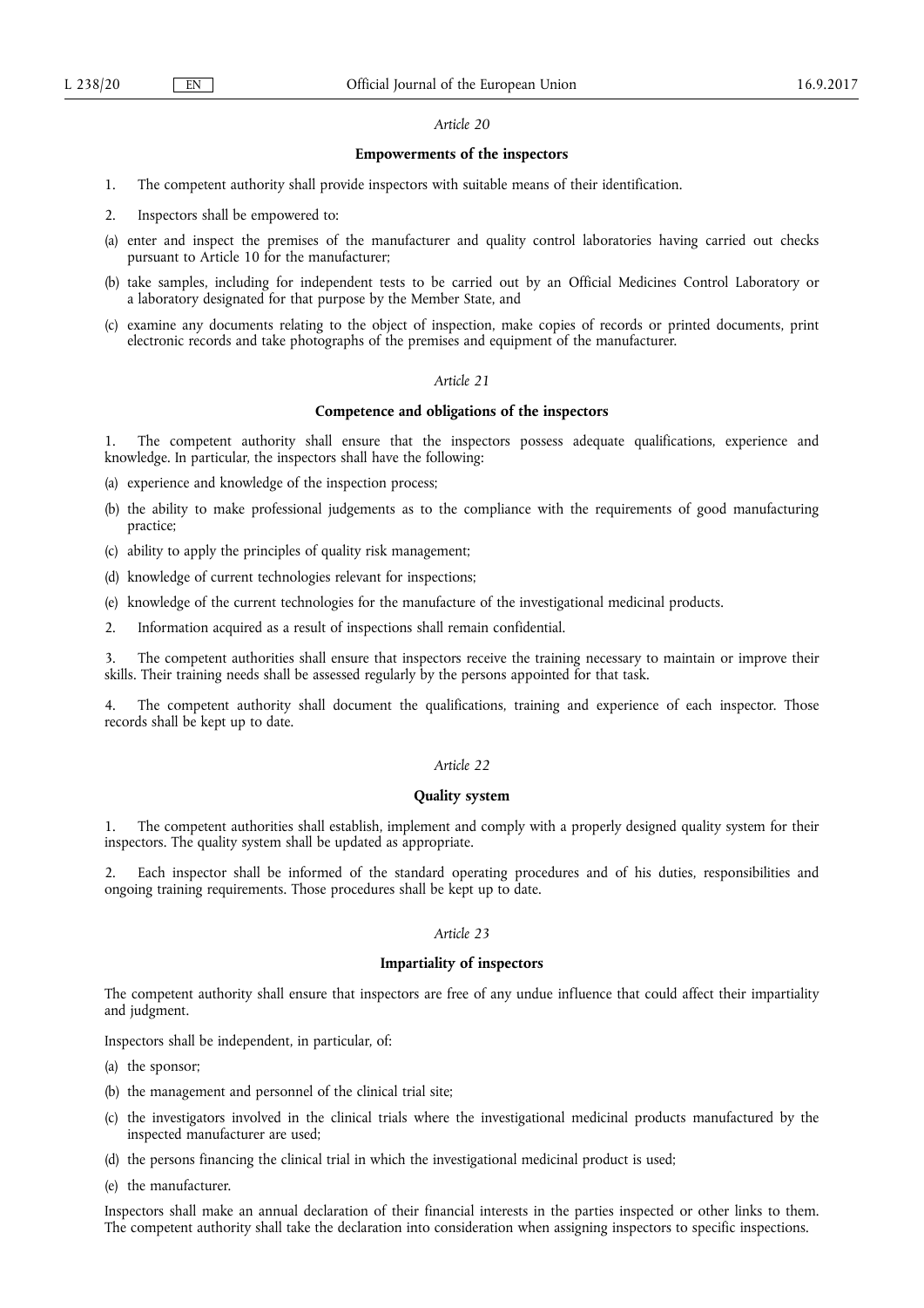*Article 20*

**Empowerments of the inspectors**

1. The competent authority shall provide inspectors with suitable means of their identification.

2. Inspectors shall be empowered to:

(a) enter and inspect the premises of the manufacturer and quality control laboratories having carried out checks pursuant to Article 10 for the manufacturer;

(b) take samples, including for independent tests to be carried out by an Official Medicines Control Laboratory or a laboratory designated for that purpose by the Member State, and

(c) examine any documents relating to the object of inspection, make copies of records or printed documents, print electronic records and take photographs of the premises and equipment of the manufacturer.

*Article 21*

**Competence and obligations of the inspectors**

1. The competent authority shall ensure that the inspectors possess adequate qualifications, experience and knowledge. In particular, the inspectors shall have the following:

(a) experience and knowledge of the inspection process;

(b) the ability to make professional judgements as to the compliance with the requirements of good manufacturing practice;

(c) ability to apply the principles of quality risk management;

(d) knowledge of current technologies relevant for inspections;

(e) knowledge of the current technologies for the manufacture of the investigational medicinal products.

2. Information acquired as a result of inspections shall remain confidential.

3. The competent authorities shall ensure that inspectors receive the training necessary to maintain or improve their skills. Their training needs shall be assessed regularly by the persons appointed for that task.

4. The competent authority shall document the qualifications, training and experience of each inspector. Those records shall be kept up to date.

*Article 22*

**Quality system**

1. The competent authorities shall establish, implement and comply with a properly designed quality system for their inspectors. The quality system shall be updated as appropriate.

2. Each inspector shall be informed of the standard operating procedures and of his duties, responsibilities and ongoing training requirements. Those procedures shall be kept up to date.

*Article 23*

**Impartiality of inspectors**

The competent authority shall ensure that inspectors are free of any undue influence that could affect their impartiality and judgment.

Inspectors shall be independent, in particular, of:

(a) the sponsor;

(b) the management and personnel of the clinical trial site;

(c) the investigators involved in the clinical trials where the investigational medicinal products manufactured by the inspected manufacturer are used;

(d) the persons financing the clinical trial in which the investigational medicinal product is used;

(e) the manufacturer.

Inspectors shall make an annual declaration of their financial interests in the parties inspected or other links to them. The competent authority shall take the declaration into consideration when assigning inspectors to specific inspections.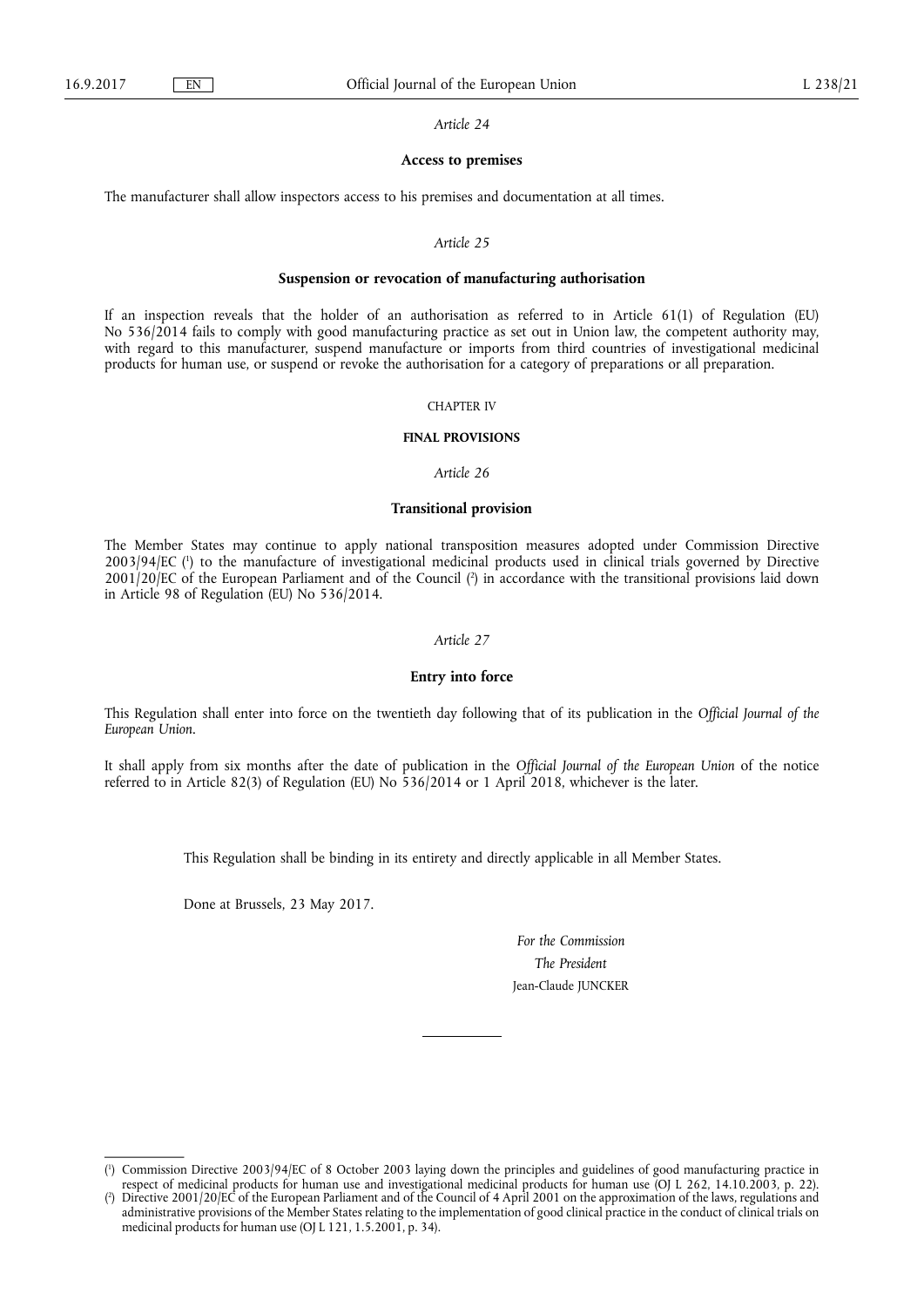*Article 24*

**Access to premises**

The manufacturer shall allow inspectors access to his premises and documentation at all times.

*Article 25*

**Suspension or revocation of manufacturing authorisation**

If an inspection reveals that the holder of an authorisation as referred to in Article 61(1) of Regulation (EU) No 536/2014 fails to comply with good manufacturing practice as set out in Union law, the competent authority may, with regard to this manufacturer, suspend manufacture or imports from third countries of investigational medicinal products for human use, or suspend or revoke the authorisation for a category of preparations or all preparation.

CHAPTER IV

**FINAL PROVISIONS**

*Article 26*

**Transitional provision**

The Member States may continue to apply national transposition measures adopted under Commission Directive 2003/94/EC [1] to the manufacture of investigational medicinal products used in clinical trials governed by Directive 2001/20/EC of the European Parliament and of the Council [2] in accordance with the transitional provisions laid down in Article 98 of Regulation (EU) No 536/2014.

*Article 27*

**Entry into force**

This Regulation shall enter into force on the twentieth day following that of its publication in the *Official Journal of the European Union*.

It shall apply from six months after the date of publication in the *Official Journal of the European Union* of the notice referred to in Article 82(3) of Regulation (EU) No 536/2014 or 1 April 2018, whichever is the later.

This Regulation shall be binding in its entirety and directly applicable in all Member States.

Done at Brussels, 23 May 2017.

*For the Commission*

*The President*

Jean-Claude JUNCKER

---

[1] Commission Directive 2003/94/EC of 8 October 2003 laying down the principles and guidelines of good manufacturing practice in respect of medicinal products for human use and investigational medicinal products for human use (OJ L 262, 14.10.2003, p. 22).

[2] Directive 2001/20/EC of the European Parliament and of the Council of 4 April 2001 on the approximation of the laws, regulations and administrative provisions of the Member States relating to the implementation of good clinical practice in the conduct of clinical trials on medicinal products for human use (OJ L 121, 1.5.2001, p. 34).